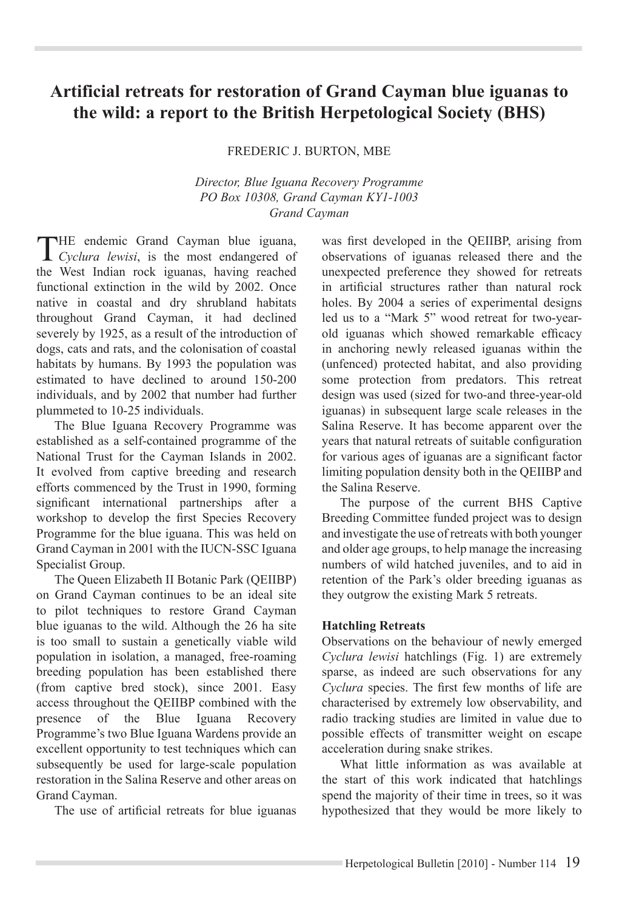# Artificial retreats for restoration of Grand Cayman blue iguanas to the wild: a report to the British Herpetological Society (BHS)

FREDERIC J. BURTON, MBE

*Director, Blue Iguana Recovery Programme*
*PO Box 10308, Grand Cayman KY1-1003*
*Grand Cayman*

THE endemic Grand Cayman blue iguana, *Cyclura lewisi*, is the most endangered of the West Indian rock iguanas, having reached functional extinction in the wild by 2002. Once native in coastal and dry shrubland habitats throughout Grand Cayman, it had declined severely by 1925, as a result of the introduction of dogs, cats and rats, and the colonisation of coastal habitats by humans. By 1993 the population was estimated to have declined to around 150-200 individuals, and by 2002 that number had further plummeted to 10-25 individuals.

The Blue Iguana Recovery Programme was established as a self-contained programme of the National Trust for the Cayman Islands in 2002. It evolved from captive breeding and research efforts commenced by the Trust in 1990, forming significant international partnerships after a workshop to develop the first Species Recovery Programme for the blue iguana. This was held on Grand Cayman in 2001 with the IUCN-SSC Iguana Specialist Group.

The Queen Elizabeth II Botanic Park (QEIIBP) on Grand Cayman continues to be an ideal site to pilot techniques to restore Grand Cayman blue iguanas to the wild. Although the 26 ha site is too small to sustain a genetically viable wild population in isolation, a managed, free-roaming breeding population has been established there (from captive bred stock), since 2001. Easy access throughout the QEIIBP combined with the presence of the Blue Iguana Recovery Programme's two Blue Iguana Wardens provide an excellent opportunity to test techniques which can subsequently be used for large-scale population restoration in the Salina Reserve and other areas on Grand Cayman.

The use of artificial retreats for blue iguanas was first developed in the QEIIBP, arising from observations of iguanas released there and the unexpected preference they showed for retreats in artificial structures rather than natural rock holes. By 2004 a series of experimental designs led us to a "Mark 5" wood retreat for two-year-old iguanas which showed remarkable efficacy in anchoring newly released iguanas within the (unfenced) protected habitat, and also providing some protection from predators. This retreat design was used (sized for two-and three-year-old iguanas) in subsequent large scale releases in the Salina Reserve. It has become apparent over the years that natural retreats of suitable configuration for various ages of iguanas are a significant factor limiting population density both in the QEIIBP and the Salina Reserve.

The purpose of the current BHS Captive Breeding Committee funded project was to design and investigate the use of retreats with both younger and older age groups, to help manage the increasing numbers of wild hatched juveniles, and to aid in retention of the Park's older breeding iguanas as they outgrow the existing Mark 5 retreats.

**Hatchling Retreats**

Observations on the behaviour of newly emerged *Cyclura lewisi* hatchlings (Fig. 1) are extremely sparse, as indeed are such observations for any *Cyclura* species. The first few months of life are characterised by extremely low observability, and radio tracking studies are limited in value due to possible effects of transmitter weight on escape acceleration during snake strikes.

What little information as was available at the start of this work indicated that hatchlings spend the majority of their time in trees, so it was hypothesized that they would be more likely to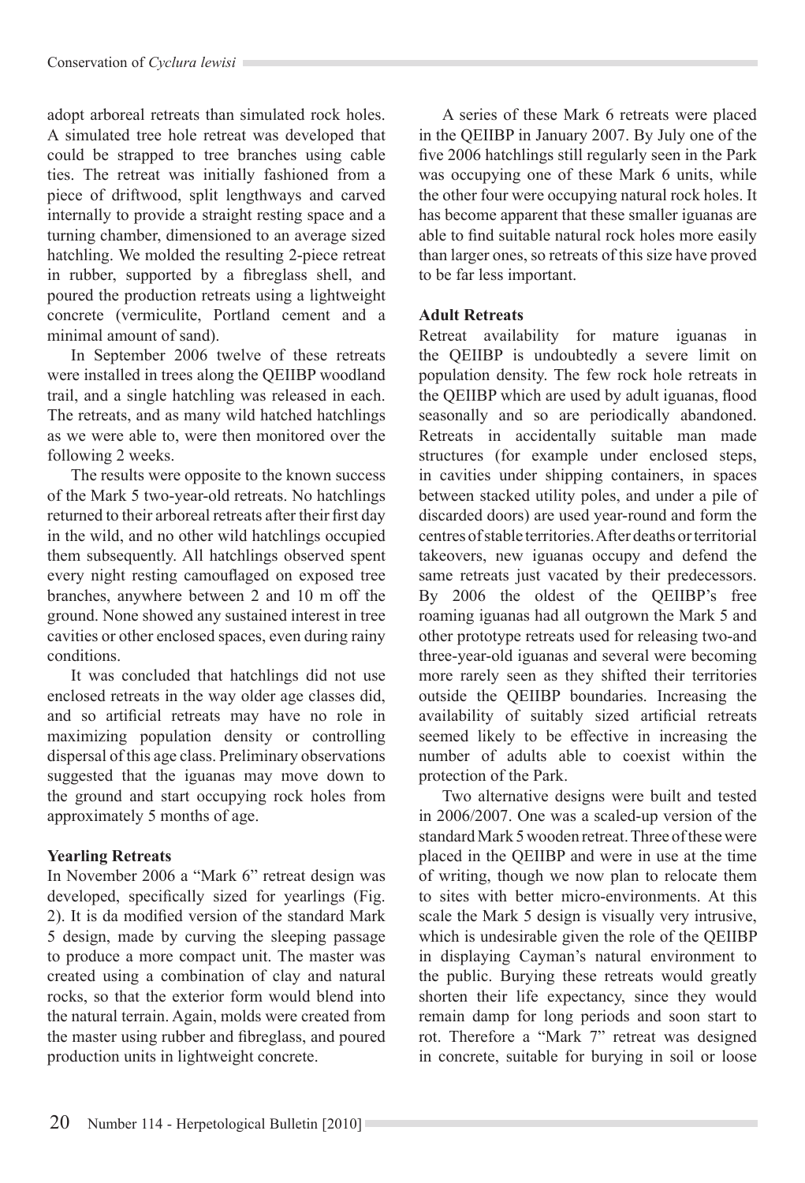adopt arboreal retreats than simulated rock holes. A simulated tree hole retreat was developed that could be strapped to tree branches using cable ties. The retreat was initially fashioned from a piece of driftwood, split lengthways and carved internally to provide a straight resting space and a turning chamber, dimensioned to an average sized hatchling. We molded the resulting 2-piece retreat in rubber, supported by a fibreglass shell, and poured the production retreats using a lightweight concrete (vermiculite, Portland cement and a minimal amount of sand).

In September 2006 twelve of these retreats were installed in trees along the QEIIBP woodland trail, and a single hatchling was released in each. The retreats, and as many wild hatched hatchlings as we were able to, were then monitored over the following 2 weeks.

The results were opposite to the known success of the Mark 5 two-year-old retreats. No hatchlings returned to their arboreal retreats after their first day in the wild, and no other wild hatchlings occupied them subsequently. All hatchlings observed spent every night resting camouflaged on exposed tree branches, anywhere between 2 and 10 m off the ground. None showed any sustained interest in tree cavities or other enclosed spaces, even during rainy conditions.

It was concluded that hatchlings did not use enclosed retreats in the way older age classes did, and so artificial retreats may have no role in maximizing population density or controlling dispersal of this age class. Preliminary observations suggested that the iguanas may move down to the ground and start occupying rock holes from approximately 5 months of age.

**Yearling Retreats**

In November 2006 a "Mark 6" retreat design was developed, specifically sized for yearlings (Fig. 2). It is da modified version of the standard Mark 5 design, made by curving the sleeping passage to produce a more compact unit. The master was created using a combination of clay and natural rocks, so that the exterior form would blend into the natural terrain. Again, molds were created from the master using rubber and fibreglass, and poured production units in lightweight concrete.

A series of these Mark 6 retreats were placed in the QEIIBP in January 2007. By July one of the five 2006 hatchlings still regularly seen in the Park was occupying one of these Mark 6 units, while the other four were occupying natural rock holes. It has become apparent that these smaller iguanas are able to find suitable natural rock holes more easily than larger ones, so retreats of this size have proved to be far less important.

**Adult Retreats**

Retreat availability for mature iguanas in the QEIIBP is undoubtedly a severe limit on population density. The few rock hole retreats in the QEIIBP which are used by adult iguanas, flood seasonally and so are periodically abandoned. Retreats in accidentally suitable man made structures (for example under enclosed steps, in cavities under shipping containers, in spaces between stacked utility poles, and under a pile of discarded doors) are used year-round and form the centres of stable territories. After deaths or territorial takeovers, new iguanas occupy and defend the same retreats just vacated by their predecessors. By 2006 the oldest of the QEIIBP's free roaming iguanas had all outgrown the Mark 5 and other prototype retreats used for releasing two-and three-year-old iguanas and several were becoming more rarely seen as they shifted their territories outside the QEIIBP boundaries. Increasing the availability of suitably sized artificial retreats seemed likely to be effective in increasing the number of adults able to coexist within the protection of the Park.

Two alternative designs were built and tested in 2006/2007. One was a scaled-up version of the standard Mark 5 wooden retreat. Three of these were placed in the QEIIBP and were in use at the time of writing, though we now plan to relocate them to sites with better micro-environments. At this scale the Mark 5 design is visually very intrusive, which is undesirable given the role of the QEIIBP in displaying Cayman's natural environment to the public. Burying these retreats would greatly shorten their life expectancy, since they would remain damp for long periods and soon start to rot. Therefore a "Mark 7" retreat was designed in concrete, suitable for burying in soil or loose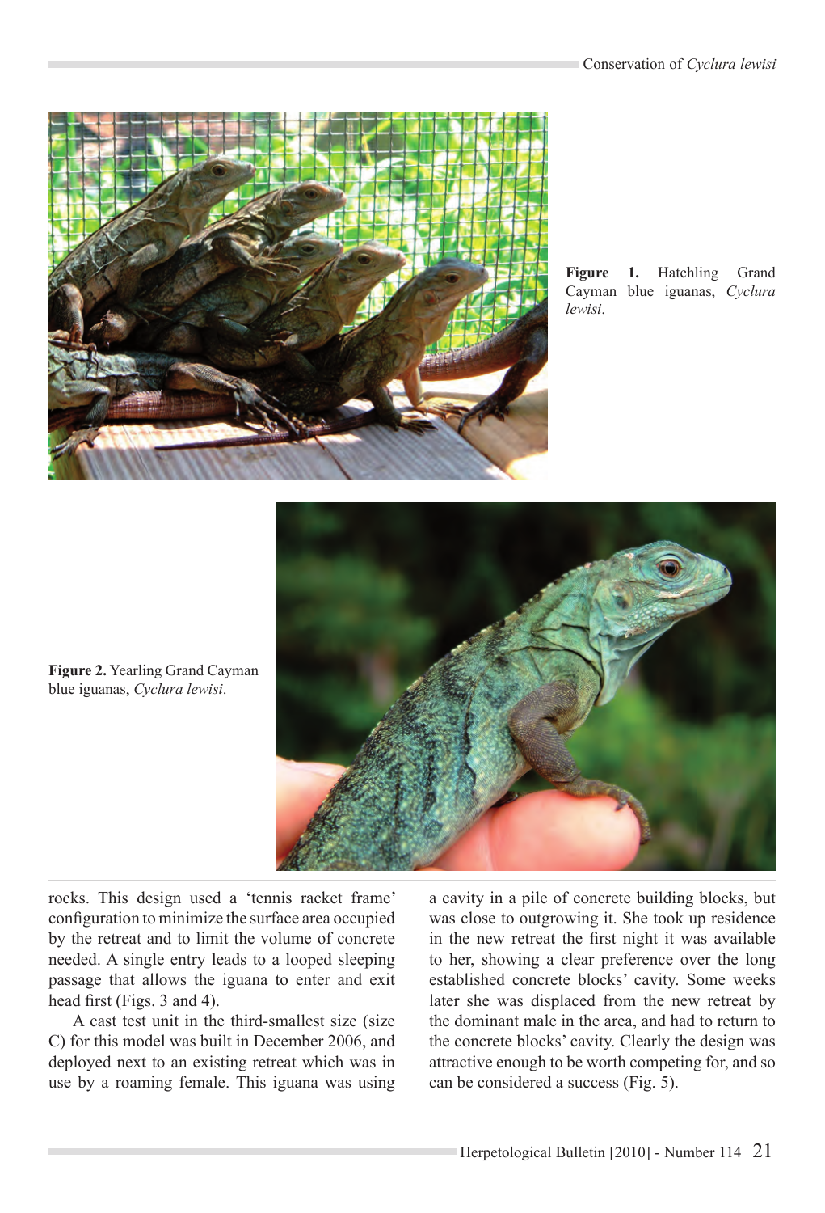**Figure 1.** Hatchling Grand Cayman blue iguanas, *Cyclura lewisi*.

**Figure 2.** Yearling Grand Cayman blue iguanas, *Cyclura lewisi*.

rocks. This design used a 'tennis racket frame' configuration to minimize the surface area occupied by the retreat and to limit the volume of concrete needed. A single entry leads to a looped sleeping passage that allows the iguana to enter and exit head first (Figs. 3 and 4).

A cast test unit in the third-smallest size (size C) for this model was built in December 2006, and deployed next to an existing retreat which was in use by a roaming female. This iguana was using a cavity in a pile of concrete building blocks, but was close to outgrowing it. She took up residence in the new retreat the first night it was available to her, showing a clear preference over the long established concrete blocks' cavity. Some weeks later she was displaced from the new retreat by the dominant male in the area, and had to return to the concrete blocks' cavity. Clearly the design was attractive enough to be worth competing for, and so can be considered a success (Fig. 5).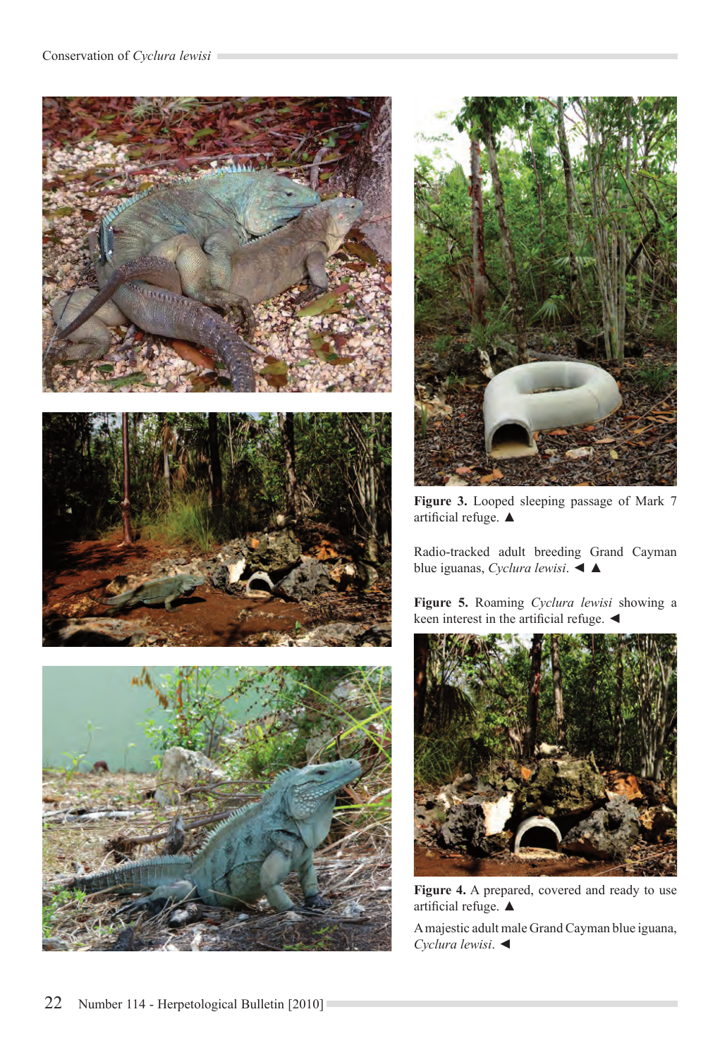**Figure 3.** Looped sleeping passage of Mark 7 artificial refuge. ▲

Radio-tracked adult breeding Grand Cayman blue iguanas, *Cyclura lewisi*. ◄ ▲

**Figure 5.** Roaming *Cyclura lewisi* showing a keen interest in the artificial refuge. ◄

**Figure 4.** A prepared, covered and ready to use artificial refuge. ▲

A majestic adult male Grand Cayman blue iguana, *Cyclura lewisi*. ◄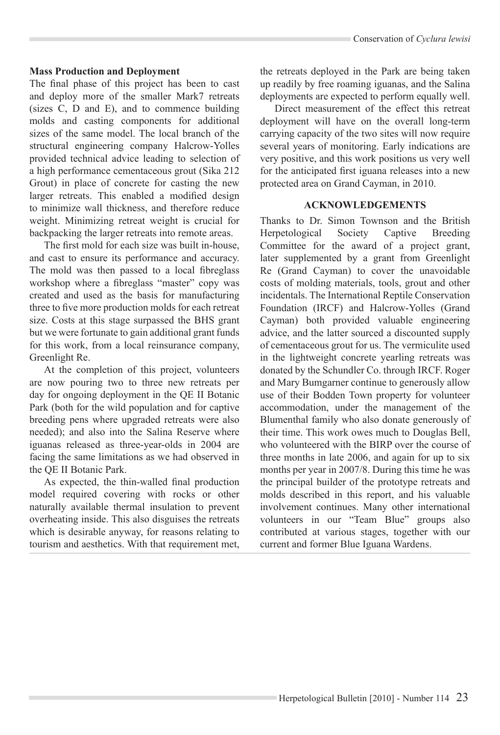### Mass Production and Deployment

The final phase of this project has been to cast and deploy more of the smaller Mark7 retreats (sizes C, D and E), and to commence building molds and casting components for additional sizes of the same model. The local branch of the structural engineering company Halcrow-Yolles provided technical advice leading to selection of a high performance cementaceous grout (Sika 212 Grout) in place of concrete for casting the new larger retreats. This enabled a modified design to minimize wall thickness, and therefore reduce weight. Minimizing retreat weight is crucial for backpacking the larger retreats into remote areas.

The first mold for each size was built in-house, and cast to ensure its performance and accuracy. The mold was then passed to a local fibreglass workshop where a fibreglass "master" copy was created and used as the basis for manufacturing three to five more production molds for each retreat size. Costs at this stage surpassed the BHS grant but we were fortunate to gain additional grant funds for this work, from a local reinsurance company, Greenlight Re.

At the completion of this project, volunteers are now pouring two to three new retreats per day for ongoing deployment in the QE II Botanic Park (both for the wild population and for captive breeding pens where upgraded retreats were also needed); and also into the Salina Reserve where iguanas released as three-year-olds in 2004 are facing the same limitations as we had observed in the QE II Botanic Park.

As expected, the thin-walled final production model required covering with rocks or other naturally available thermal insulation to prevent overheating inside. This also disguises the retreats which is desirable anyway, for reasons relating to tourism and aesthetics. With that requirement met, the retreats deployed in the Park are being taken up readily by free roaming iguanas, and the Salina deployments are expected to perform equally well.

Direct measurement of the effect this retreat deployment will have on the overall long-term carrying capacity of the two sites will now require several years of monitoring. Early indications are very positive, and this work positions us very well for the anticipated first iguana releases into a new protected area on Grand Cayman, in 2010.

## ACKNOWLEDGEMENTS

Thanks to Dr. Simon Townson and the British Herpetological Society Captive Breeding Committee for the award of a project grant, later supplemented by a grant from Greenlight Re (Grand Cayman) to cover the unavoidable costs of molding materials, tools, grout and other incidentals. The International Reptile Conservation Foundation (IRCF) and Halcrow-Yolles (Grand Cayman) both provided valuable engineering advice, and the latter sourced a discounted supply of cementaceous grout for us. The vermiculite used in the lightweight concrete yearling retreats was donated by the Schundler Co. through IRCF. Roger and Mary Bumgarner continue to generously allow use of their Bodden Town property for volunteer accommodation, under the management of the Blumenthal family who also donate generously of their time. This work owes much to Douglas Bell, who volunteered with the BIRP over the course of three months in late 2006, and again for up to six months per year in 2007/8. During this time he was the principal builder of the prototype retreats and molds described in this report, and his valuable involvement continues. Many other international volunteers in our "Team Blue" groups also contributed at various stages, together with our current and former Blue Iguana Wardens.